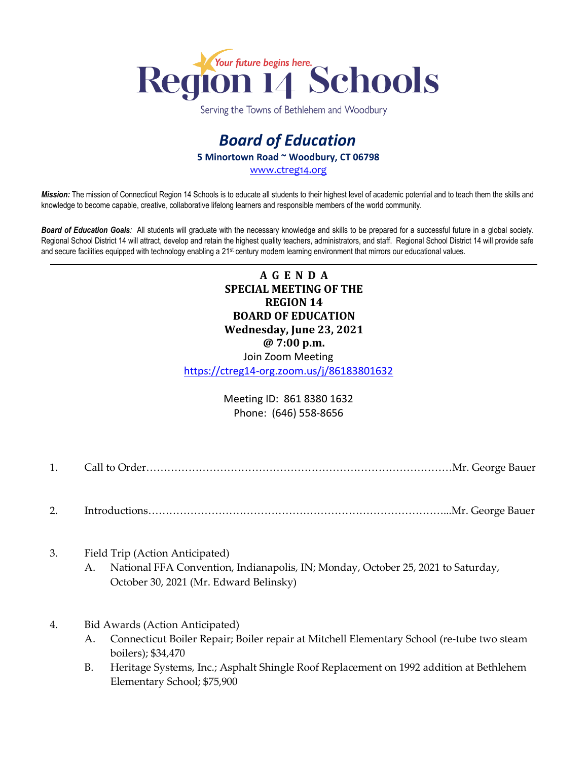Your future begins here.

# Region 14 Schools

Serving the Towns of Bethlehem and Woodbury

## *Board of Education*

**5 Minortown Road ~ Woodbury, CT 06798**

www.ctreg14.org

***Mission:*** The mission of Connecticut Region 14 Schools is to educate all students to their highest level of academic potential and to teach them the skills and knowledge to become capable, creative, collaborative lifelong learners and responsible members of the world community.

***Board of Education Goals**:* All students will graduate with the necessary knowledge and skills to be prepared for a successful future in a global society. Regional School District 14 will attract, develop and retain the highest quality teachers, administrators, and staff. Regional School District 14 will provide safe and secure facilities equipped with technology enabling a 21st century modern learning environment that mirrors our educational values.

---

**A G E N D A**
**SPECIAL MEETING OF THE**
**REGION 14**
**BOARD OF EDUCATION**
**Wednesday, June 23, 2021**
**@ 7:00 p.m.**

Join Zoom Meeting
https://ctreg14-org.zoom.us/j/86183801632

Meeting ID: 861 8380 1632
Phone: (646) 558-8656

1. Call to Order……………………………………………………………………………Mr. George Bauer

2. Introductions…………………………………………………………………………...Mr. George Bauer

3. Field Trip (Action Anticipated)
   A. National FFA Convention, Indianapolis, IN; Monday, October 25, 2021 to Saturday, October 30, 2021 (Mr. Edward Belinsky)

4. Bid Awards (Action Anticipated)
   A. Connecticut Boiler Repair; Boiler repair at Mitchell Elementary School (re-tube two steam boilers); $34,470
   B. Heritage Systems, Inc.; Asphalt Shingle Roof Replacement on 1992 addition at Bethlehem Elementary School; $75,900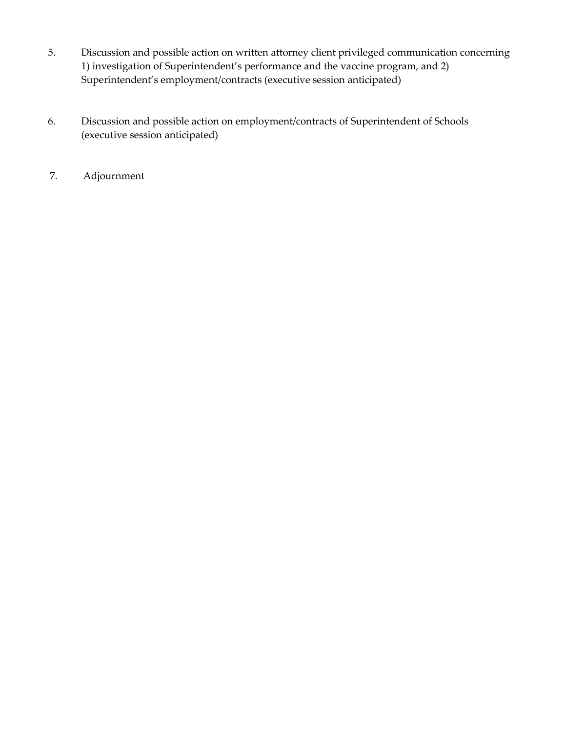5. Discussion and possible action on written attorney client privileged communication concerning 1) investigation of Superintendent's performance and the vaccine program, and 2) Superintendent's employment/contracts (executive session anticipated)

6. Discussion and possible action on employment/contracts of Superintendent of Schools (executive session anticipated)

7. Adjournment